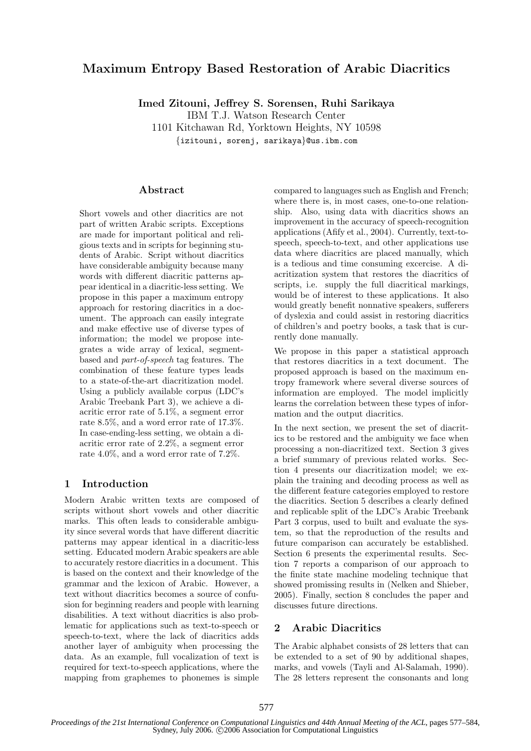# Maximum Entropy Based Restoration of Arabic Diacritics

**Imed Zitouni, Jeffrey S. Sorensen, Ruhi Sarikaya**
IBM T.J. Watson Research Center
1101 Kitchawan Rd, Yorktown Heights, NY 10598
{izitouni, sorenj, sarikaya}@us.ibm.com

## Abstract

Short vowels and other diacritics are not part of written Arabic scripts. Exceptions are made for important political and religious texts and in scripts for beginning students of Arabic. Script without diacritics have considerable ambiguity because many words with different diacritic patterns appear identical in a diacritic-less setting. We propose in this paper a maximum entropy approach for restoring diacritics in a document. The approach can easily integrate and make effective use of diverse types of information; the model we propose integrates a wide array of lexical, segment-based and *part-of-speech* tag features. The combination of these feature types leads to a state-of-the-art diacritization model. Using a publicly available corpus (LDC's Arabic Treebank Part 3), we achieve a diacritic error rate of 5.1%, a segment error rate 8.5%, and a word error rate of 17.3%. In case-ending-less setting, we obtain a diacritic error rate of 2.2%, a segment error rate 4.0%, and a word error rate of 7.2%.

## 1 Introduction

Modern Arabic written texts are composed of scripts without short vowels and other diacritic marks. This often leads to considerable ambiguity since several words that have different diacritic patterns may appear identical in a diacritic-less setting. Educated modern Arabic speakers are able to accurately restore diacritics in a document. This is based on the context and their knowledge of the grammar and the lexicon of Arabic. However, a text without diacritics becomes a source of confusion for beginning readers and people with learning disabilities. A text without diacritics is also problematic for applications such as text-to-speech or speech-to-text, where the lack of diacritics adds another layer of ambiguity when processing the data. As an example, full vocalization of text is required for text-to-speech applications, where the mapping from graphemes to phonemes is simple compared to languages such as English and French; where there is, in most cases, one-to-one relationship. Also, using data with diacritics shows an improvement in the accuracy of speech-recognition applications (Afify et al., 2004). Currently, text-to-speech, speech-to-text, and other applications use data where diacritics are placed manually, which is a tedious and time consuming excercise. A diacritization system that restores the diacritics of scripts, i.e. supply the full diacritical markings, would be of interest to these applications. It also would greatly benefit nonnative speakers, sufferers of dyslexia and could assist in restoring diacritics of children's and poetry books, a task that is currently done manually.

We propose in this paper a statistical approach that restores diacritics in a text document. The proposed approach is based on the maximum entropy framework where several diverse sources of information are employed. The model implicitly learns the correlation between these types of information and the output diacritics.

In the next section, we present the set of diacritics to be restored and the ambiguity we face when processing a non-diacritized text. Section 3 gives a brief summary of previous related works. Section 4 presents our diacritization model; we explain the training and decoding process as well as the different feature categories employed to restore the diacritics. Section 5 describes a clearly defined and replicable split of the LDC's Arabic Treebank Part 3 corpus, used to built and evaluate the system, so that the reproduction of the results and future comparison can accurately be established. Section 6 presents the experimental results. Section 7 reports a comparison of our approach to the finite state machine modeling technique that showed promissing results in (Nelken and Shieber, 2005). Finally, section 8 concludes the paper and discusses future directions.

## 2 Arabic Diacritics

The Arabic alphabet consists of 28 letters that can be extended to a set of 90 by additional shapes, marks, and vowels (Tayli and Al-Salamah, 1990). The 28 letters represent the consonants and long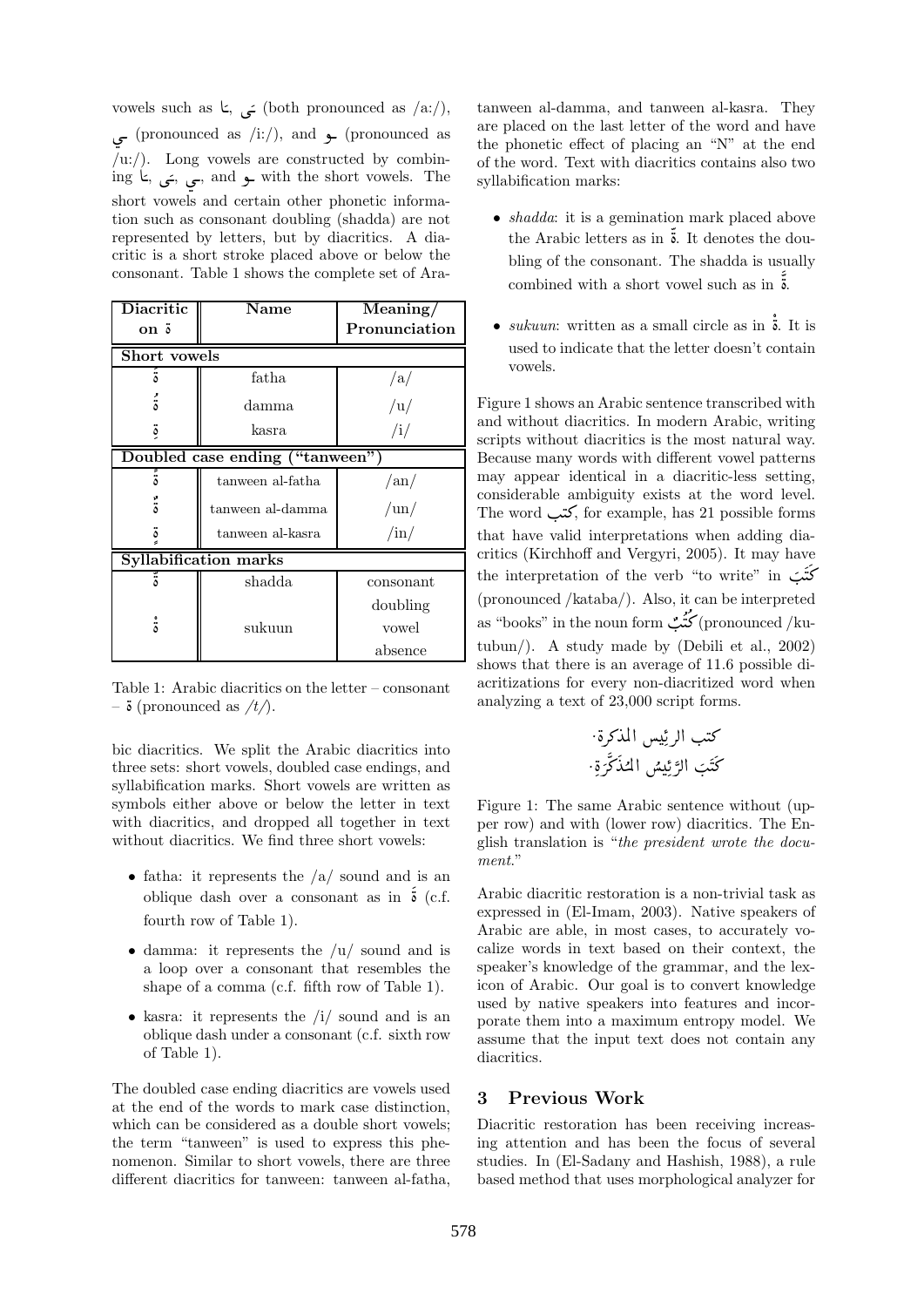vowels such as ـا, ـى (both pronounced as /a:/), ـي (pronounced as /i:/), and ـو (pronounced as /u:/). Long vowels are constructed by combining ـا, ـى, ـي, and ـو with the short vowels. The short vowels and certain other phonetic information such as consonant doubling (shadda) are not represented by letters, but by diacritics. A diacritic is a short stroke placed above or below the consonant. Table 1 shows the complete set of Arabic diacritics. We split the Arabic diacritics into three sets: short vowels, doubled case endings, and syllabification marks. Short vowels are written as symbols either above or below the letter in text with diacritics, and dropped all together in text without diacritics. We find three short vowels:

| Diacritic on ة | Name | Meaning/ Pronunciation |
|---|---|---|
| **Short vowels** | | |
| ةَ | fatha | /a/ |
| ةُ | damma | /u/ |
| ةِ | kasra | /i/ |
| **Doubled case ending ("tanween")** | | |
| ةً | tanween al-fatha | /an/ |
| ةٌ | tanween al-damma | /un/ |
| ةٍ | tanween al-kasra | /in/ |
| **Syllabification marks** | | |
| ةّ | shadda | consonant doubling |
| ةْ | sukuun | vowel absence |

Table 1: Arabic diacritics on the letter – consonant – ة (pronounced as /t/).

- fatha: it represents the /a/ sound and is an oblique dash over a consonant as in ةَ (c.f. fourth row of Table 1).
- damma: it represents the /u/ sound and is a loop over a consonant that resembles the shape of a comma (c.f. fifth row of Table 1).
- kasra: it represents the /i/ sound and is an oblique dash under a consonant (c.f. sixth row of Table 1).

The doubled case ending diacritics are vowels used at the end of the words to mark case distinction, which can be considered as a double short vowels; the term "tanween" is used to express this phenomenon. Similar to short vowels, there are three different diacritics for tanween: tanween al-fatha, tanween al-damma, and tanween al-kasra. They are placed on the last letter of the word and have the phonetic effect of placing an "N" at the end of the word. Text with diacritics contains also two syllabification marks:

- *shadda*: it is a gemination mark placed above the Arabic letters as in ةّ. It denotes the doubling of the consonant. The shadda is usually combined with a short vowel such as in ةَّ.
- *sukuun*: written as a small circle as in ةْ. It is used to indicate that the letter doesn't contain vowels.

Figure 1 shows an Arabic sentence transcribed with and without diacritics. In modern Arabic, writing scripts without diacritics is the most natural way. Because many words with different vowel patterns may appear identical in a diacritic-less setting, considerable ambiguity exists at the word level. The word كتب, for example, has 21 possible forms that have valid interpretations when adding diacritics (Kirchhoff and Vergyri, 2005). It may have the interpretation of the verb "to write" in كَتَبَ (pronounced /kataba/). Also, it can be interpreted as "books" in the noun form كُتُبٌ (pronounced /kutubun/). A study made by (Debili et al., 2002) shows that there is an average of 11.6 possible diacritizations for every non-diacritized word when analyzing a text of 23,000 script forms.

كتب الرئيس المذكرة.
كَتَبَ الرَّئِيسُ المُذَكِّرَةِ.

Figure 1: The same Arabic sentence without (upper row) and with (lower row) diacritics. The English translation is "*the president wrote the document.*"

Arabic diacritic restoration is a non-trivial task as expressed in (El-Imam, 2003). Native speakers of Arabic are able, in most cases, to accurately vocalize words in text based on their context, the speaker's knowledge of the grammar, and the lexicon of Arabic. Our goal is to convert knowledge used by native speakers into features and incorporate them into a maximum entropy model. We assume that the input text does not contain any diacritics.

## 3 Previous Work

Diacritic restoration has been receiving increasing attention and has been the focus of several studies. In (El-Sadany and Hashish, 1988), a rule based method that uses morphological analyzer for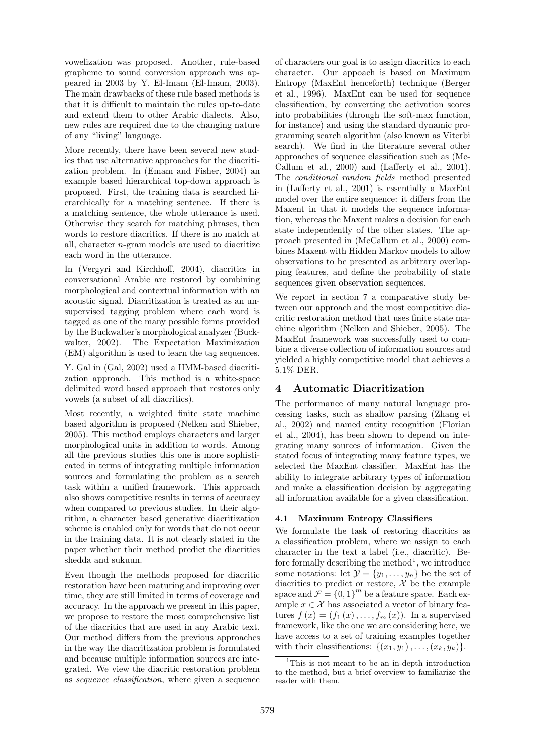vowelization was proposed. Another, rule-based grapheme to sound conversion approach was appeared in 2003 by Y. El-Imam (El-Imam, 2003). The main drawbacks of these rule based methods is that it is difficult to maintain the rules up-to-date and extend them to other Arabic dialects. Also, new rules are required due to the changing nature of any "living" language.

More recently, there have been several new studies that use alternative approaches for the diacritization problem. In (Emam and Fisher, 2004) an example based hierarchical top-down approach is proposed. First, the training data is searched hierarchically for a matching sentence. If there is a matching sentence, the whole utterance is used. Otherwise they search for matching phrases, then words to restore diacritics. If there is no match at all, character $n$-gram models are used to diacritize each word in the utterance.

In (Vergyri and Kirchhoff, 2004), diacritics in conversational Arabic are restored by combining morphological and contextual information with an acoustic signal. Diacritization is treated as an unsupervised tagging problem where each word is tagged as one of the many possible forms provided by the Buckwalter's morphological analyzer (Buckwalter, 2002). The Expectation Maximization (EM) algorithm is used to learn the tag sequences.

Y. Gal in (Gal, 2002) used a HMM-based diacritization approach. This method is a white-space delimited word based approach that restores only vowels (a subset of all diacritics).

Most recently, a weighted finite state machine based algorithm is proposed (Nelken and Shieber, 2005). This method employs characters and larger morphological units in addition to words. Among all the previous studies this one is more sophisticated in terms of integrating multiple information sources and formulating the problem as a search task within a unified framework. This approach also shows competitive results in terms of accuracy when compared to previous studies. In their algorithm, a character based generative diacritization scheme is enabled only for words that do not occur in the training data. It is not clearly stated in the paper whether their method predict the diacritics shedda and sukuun.

Even though the methods proposed for diacritic restoration have been maturing and improving over time, they are still limited in terms of coverage and accuracy. In the approach we present in this paper, we propose to restore the most comprehensive list of the diacritics that are used in any Arabic text. Our method differs from the previous approaches in the way the diacritization problem is formulated and because multiple information sources are integrated. We view the diacritic restoration problem as *sequence classification*, where given a sequence of characters our goal is to assign diacritics to each character. Our appoach is based on Maximum Entropy (MaxEnt henceforth) technique (Berger et al., 1996). MaxEnt can be used for sequence classification, by converting the activation scores into probabilities (through the soft-max function, for instance) and using the standard dynamic programming search algorithm (also known as Viterbi search). We find in the literature several other approaches of sequence classification such as (McCallum et al., 2000) and (Lafferty et al., 2001). The *conditional random fields* method presented in (Lafferty et al., 2001) is essentially a MaxEnt model over the entire sequence: it differs from the Maxent in that it models the sequence information, whereas the Maxent makes a decision for each state independently of the other states. The approach presented in (McCallum et al., 2000) combines Maxent with Hidden Markov models to allow observations to be presented as arbitrary overlapping features, and define the probability of state sequences given observation sequences.

We report in section 7 a comparative study between our approach and the most competitive diacritic restoration method that uses finite state machine algorithm (Nelken and Shieber, 2005). The MaxEnt framework was successfully used to combine a diverse collection of information sources and yielded a highly competitive model that achieves a 5.1% DER.

## 4 Automatic Diacritization

The performance of many natural language processing tasks, such as shallow parsing (Zhang et al., 2002) and named entity recognition (Florian et al., 2004), has been shown to depend on integrating many sources of information. Given the stated focus of integrating many feature types, we selected the MaxEnt classifier. MaxEnt has the ability to integrate arbitrary types of information and make a classification decision by aggregating all information available for a given classification.

### 4.1 Maximum Entropy Classifiers

We formulate the task of restoring diacritics as a classification problem, where we assign to each character in the text a label (i.e., diacritic). Before formally describing the method[1], we introduce some notations: let $\mathcal{Y} = \{y_1, \ldots, y_n\}$ be the set of diacritics to predict or restore, $\mathcal{X}$ be the example space and $\mathcal{F} = \{0, 1\}^m$ be a feature space. Each example $x \in \mathcal{X}$ has associated a vector of binary features $f(x) = (f_1(x), \ldots, f_m(x))$. In a supervised framework, like the one we are considering here, we have access to a set of training examples together with their classifications: $\{(x_1, y_1), \ldots, (x_k, y_k)\}$.

[1] This is not meant to be an in-depth introduction to the method, but a brief overview to familiarize the reader with them.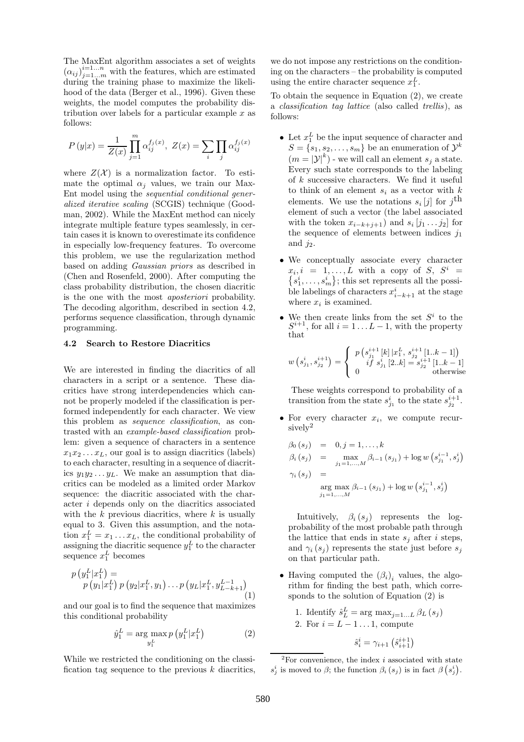The MaxEnt algorithm associates a set of weights $(\alpha_{ij})_{j=1...m}^{i=1...n}$ with the features, which are estimated during the training phase to maximize the likelihood of the data (Berger et al., 1996). Given these weights, the model computes the probability distribution over labels for a particular example $x$ as follows:

$$P(y|x) = \frac{1}{Z(x)} \prod_{j=1}^{m} \alpha_{ij}^{f_j(x)}, \ Z(x) = \sum_i \prod_j \alpha_{ij}^{f_j(x)}$$

where $Z(\mathcal{X})$ is a normalization factor. To estimate the optimal $\alpha_j$ values, we train our MaxEnt model using the *sequential conditional generalized iterative scaling* (SCGIS) technique (Goodman, 2002). While the MaxEnt method can nicely integrate multiple feature types seamlessly, in certain cases it is known to overestimate its confidence in especially low-frequency features. To overcome this problem, we use the regularization method based on adding *Gaussian priors* as described in (Chen and Rosenfeld, 2000). After computing the class probability distribution, the chosen diacritic is the one with the most *aposteriori* probability. The decoding algorithm, described in section 4.2, performs sequence classification, through dynamic programming.

### 4.2 Search to Restore Diacritics

We are interested in finding the diacritics of all characters in a script or a sentence. These diacritics have strong interdependencies which cannot be properly modeled if the classification is performed independently for each character. We view this problem as *sequence classification*, as contrasted with an *example-based classification* problem: given a sequence of characters in a sentence $x_1 x_2 \ldots x_L$, our goal is to assign diacritics (labels) to each character, resulting in a sequence of diacritics $y_1 y_2 \ldots y_L$. We make an assumption that diacritics can be modeled as a limited order Markov sequence: the diacritic associated with the character $i$ depends only on the diacritics associated with the $k$ previous diacritics, where $k$ is usually equal to 3. Given this assumption, and the notation $x_1^L = x_1 \ldots x_L$, the conditional probability of assigning the diacritic sequence $y_1^L$ to the character sequence $x_1^L$ becomes

$$p\left(y_1^L|x_1^L\right) = p\left(y_1|x_1^L\right) p\left(y_2|x_1^L, y_1\right) \ldots p\left(y_L|x_1^L, y_{L-k+1}^{L-1}\right) \tag{1}$$

and our goal is to find the sequence that maximizes this conditional probability

$$\hat{y}_1^L = \arg\max_{y_1^L} p\left(y_1^L|x_1^L\right) \tag{2}$$

While we restricted the conditioning on the classification tag sequence to the previous $k$ diacritics, we do not impose any restrictions on the conditioning on the characters – the probability is computed using the entire character sequence $x_1^L$.

To obtain the sequence in Equation (2), we create a *classification tag lattice* (also called *trellis*), as follows:

- Let $x_1^L$ be the input sequence of character and $S = \{s_1, s_2, \ldots, s_m\}$ be an enumeration of $\mathcal{Y}^k$ $(m = |\mathcal{Y}|^k)$ - we will call an element $s_j$ a state. Every such state corresponds to the labeling of $k$ successive characters. We find it useful to think of an element $s_i$ as a vector with $k$ elements. We use the notations $s_i[j]$ for $j^{\text{th}}$ element of such a vector (the label associated with the token $x_{i-k+j+1}$) and $s_i[j_1 \ldots j_2]$ for the sequence of elements between indices $j_1$ and $j_2$.
- We conceptually associate every character $x_i, i = 1, \ldots, L$ with a copy of $S$, $S^i = \{s_1^i, \ldots, s_m^i\}$; this set represents all the possible labelings of characters $x_{i-k+1}^i$ at the stage where $x_i$ is examined.
- We then create links from the set $S^i$ to the $S^{i+1}$, for all $i = 1 \ldots L-1$, with the property that

  $$w\left(s_{j_1}^i, s_{j_2}^{i+1}\right) = \begin{cases} p\left(s_{j_1}^{i+1}[k]\,|x_1^L, s_{j_2}^{i+1}[1..k-1]\right) \\ \quad if\ s_{j_1}^i[2..k] = s_{j_2}^{i+1}[1..k-1] \\ 0 \quad \text{otherwise} \end{cases}$$

  These weights correspond to probability of a transition from the state $s_{j_1}^i$ to the state $s_{j_2}^{i+1}$.
- For every character $x_i$, we compute recursively[2]

  $$\begin{aligned} \beta_0(s_j) &= 0, j = 1, \ldots, k \\ \beta_i(s_j) &= \max_{j_1=1,\ldots,M} \beta_{i-1}(s_{j_1}) + \log w\left(s_{j_1}^{i-1}, s_j^i\right) \\ \gamma_i(s_j) &= \\ & \arg\max_{j_1=1,\ldots,M} \beta_{i-1}(s_{j_1}) + \log w\left(s_{j_1}^{i-1}, s_j^i\right) \end{aligned}$$

  Intuitively, $\beta_i(s_j)$ represents the log-probability of the most probable path through the lattice that ends in state $s_j$ after $i$ steps, and $\gamma_i(s_j)$ represents the state just before $s_j$ on that particular path.
- Having computed the $(\beta_i)_i$ values, the algorithm for finding the best path, which corresponds to the solution of Equation (2) is
  1. Identify $\hat{s}_L^L = \arg\max_{j=1\ldots L} \beta_L(s_j)$
  2. For $i = L-1 \ldots 1$, compute

  $$\hat{s}_i^i = \gamma_{i+1}\left(\hat{s}_{i+1}^{i+1}\right)$$

[2] For convenience, the index $i$ associated with state $s_j^i$ is moved to $\beta$; the function $\beta_i(s_j)$ is in fact $\beta\left(s_j^i\right)$.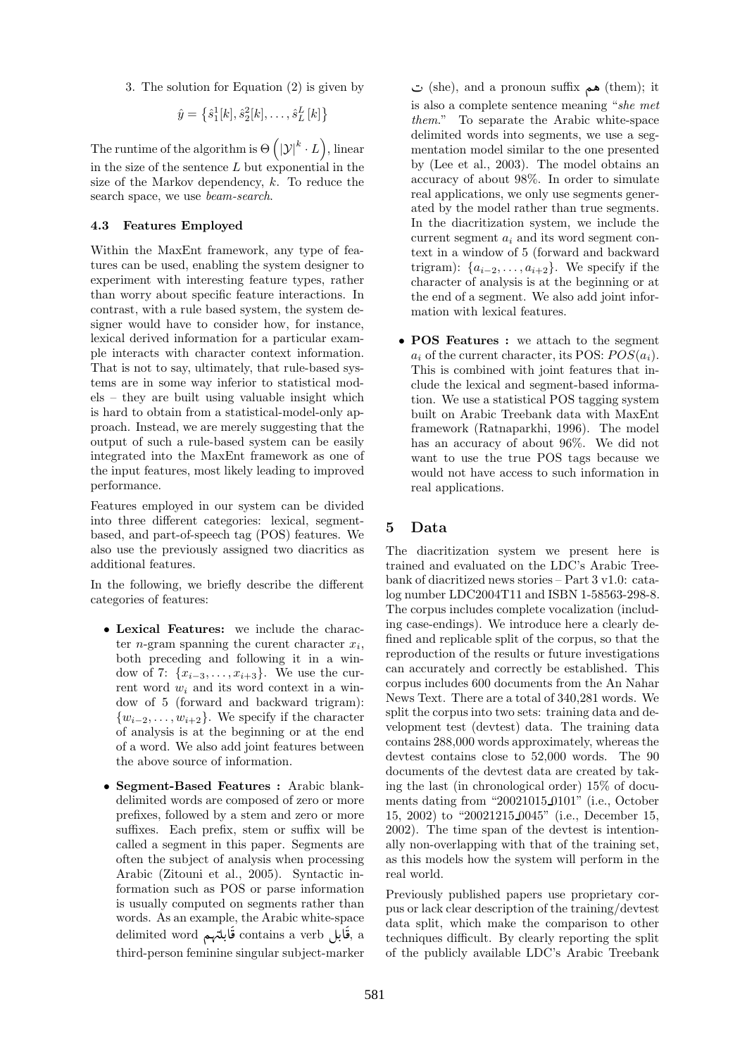3. The solution for Equation (2) is given by

$$\hat{y} = \left\{\hat{s}_1^1[k], \hat{s}_2^2[k], \ldots, \hat{s}_L^L[k]\right\}$$

The runtime of the algorithm is $\Theta\left(|\mathcal{Y}|^k \cdot L\right)$, linear in the size of the sentence $L$ but exponential in the size of the Markov dependency, $k$. To reduce the search space, we use *beam-search*.

### 4.3 Features Employed

Within the MaxEnt framework, any type of features can be used, enabling the system designer to experiment with interesting feature types, rather than worry about specific feature interactions. In contrast, with a rule based system, the system designer would have to consider how, for instance, lexical derived information for a particular example interacts with character context information. That is not to say, ultimately, that rule-based systems are in some way inferior to statistical models – they are built using valuable insight which is hard to obtain from a statistical-model-only approach. Instead, we are merely suggesting that the output of such a rule-based system can be easily integrated into the MaxEnt framework as one of the input features, most likely leading to improved performance.

Features employed in our system can be divided into three different categories: lexical, segment-based, and part-of-speech tag (POS) features. We also use the previously assigned two diacritics as additional features.

In the following, we briefly describe the different categories of features:

- **Lexical Features:** we include the character $n$-gram spanning the curent character $x_i$, both preceding and following it in a window of 7: $\{x_{i-3}, \ldots, x_{i+3}\}$. We use the current word $w_i$ and its word context in a window of 5 (forward and backward trigram): $\{w_{i-2}, \ldots, w_{i+2}\}$. We specify if the character of analysis is at the beginning or at the end of a word. We also add joint features between the above source of information.

- **Segment-Based Features :** Arabic blank-delimited words are composed of zero or more prefixes, followed by a stem and zero or more suffixes. Each prefix, stem or suffix will be called a segment in this paper. Segments are often the subject of analysis when processing Arabic (Zitouni et al., 2005). Syntactic information such as POS or parse information is usually computed on segments rather than words. As an example, the Arabic white-space delimited word قَابَلَتْهُم contains a verb قَابَلَ, a third-person feminine singular subject-marker ت (she), and a pronoun suffix هم (them); it is also a complete sentence meaning "*she met them*." To separate the Arabic white-space delimited words into segments, we use a segmentation model similar to the one presented by (Lee et al., 2003). The model obtains an accuracy of about 98%. In order to simulate real applications, we only use segments generated by the model rather than true segments. In the diacritization system, we include the current segment $a_i$ and its word segment context in a window of 5 (forward and backward trigram): $\{a_{i-2}, \ldots, a_{i+2}\}$. We specify if the character of analysis is at the beginning or at the end of a segment. We also add joint information with lexical features.

- **POS Features :** we attach to the segment $a_i$ of the current character, its POS: $POS(a_i)$. This is combined with joint features that include the lexical and segment-based information. We use a statistical POS tagging system built on Arabic Treebank data with MaxEnt framework (Ratnaparkhi, 1996). The model has an accuracy of about 96%. We did not want to use the true POS tags because we would not have access to such information in real applications.

## 5 Data

The diacritization system we present here is trained and evaluated on the LDC's Arabic Treebank of diacritized news stories – Part 3 v1.0: catalog number LDC2004T11 and ISBN 1-58563-298-8. The corpus includes complete vocalization (including case-endings). We introduce here a clearly defined and replicable split of the corpus, so that the reproduction of the results or future investigations can accurately and correctly be established. This corpus includes 600 documents from the An Nahar News Text. There are a total of 340,281 words. We split the corpus into two sets: training data and development test (devtest) data. The training data contains 288,000 words approximately, whereas the devtest contains close to 52,000 words. The 90 documents of the devtest data are created by taking the last (in chronological order) 15% of documents dating from "20021015_0101" (i.e., October 15, 2002) to "20021215_0045" (i.e., December 15, 2002). The time span of the devtest is intentionally non-overlapping with that of the training set, as this models how the system will perform in the real world.

Previously published papers use proprietary corpus or lack clear description of the training/devtest data split, which make the comparison to other techniques difficult. By clearly reporting the split of the publicly available LDC's Arabic Treebank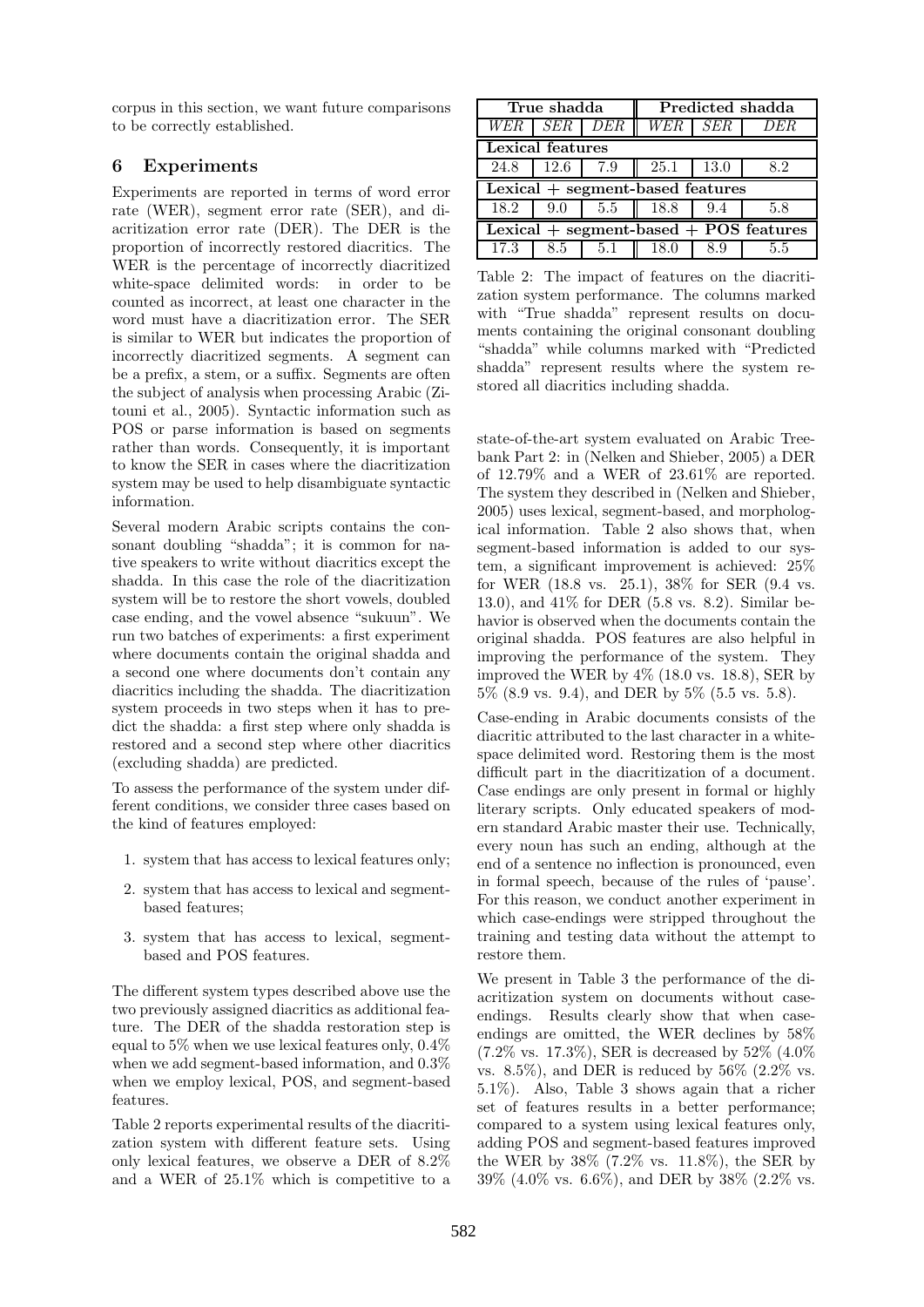corpus in this section, we want future comparisons to be correctly established.

## 6 Experiments

Experiments are reported in terms of word error rate (WER), segment error rate (SER), and diacritization error rate (DER). The DER is the proportion of incorrectly restored diacritics. The WER is the percentage of incorrectly diacritized white-space delimited words: in order to be counted as incorrect, at least one character in the word must have a diacritization error. The SER is similar to WER but indicates the proportion of incorrectly diacritized segments. A segment can be a prefix, a stem, or a suffix. Segments are often the subject of analysis when processing Arabic (Zitouni et al., 2005). Syntactic information such as POS or parse information is based on segments rather than words. Consequently, it is important to know the SER in cases where the diacritization system may be used to help disambiguate syntactic information.

Several modern Arabic scripts contains the consonant doubling "shadda"; it is common for native speakers to write without diacritics except the shadda. In this case the role of the diacritization system will be to restore the short vowels, doubled case ending, and the vowel absence "sukuun". We run two batches of experiments: a first experiment where documents contain the original shadda and a second one where documents don't contain any diacritics including the shadda. The diacritization system proceeds in two steps when it has to predict the shadda: a first step where only shadda is restored and a second step where other diacritics (excluding shadda) are predicted.

To assess the performance of the system under different conditions, we consider three cases based on the kind of features employed:

1. system that has access to lexical features only;
2. system that has access to lexical and segment-based features;
3. system that has access to lexical, segment-based and POS features.

The different system types described above use the two previously assigned diacritics as additional feature. The DER of the shadda restoration step is equal to 5% when we use lexical features only, 0.4% when we add segment-based information, and 0.3% when we employ lexical, POS, and segment-based features.

Table 2 reports experimental results of the diacritization system with different feature sets. Using only lexical features, we observe a DER of 8.2% and a WER of 25.1% which is competitive to a state-of-the-art system evaluated on Arabic Treebank Part 2: in (Nelken and Shieber, 2005) a DER of 12.79% and a WER of 23.61% are reported. The system they described in (Nelken and Shieber, 2005) uses lexical, segment-based, and morphological information. Table 2 also shows that, when segment-based information is added to our system, a significant improvement is achieved: 25% for WER (18.8 vs. 25.1), 38% for SER (9.4 vs. 13.0), and 41% for DER (5.8 vs. 8.2). Similar behavior is observed when the documents contain the original shadda. POS features are also helpful in improving the performance of the system. They improved the WER by 4% (18.0 vs. 18.8), SER by 5% (8.9 vs. 9.4), and DER by 5% (5.5 vs. 5.8).

| **True shadda** | | | **Predicted shadda** | | |
|---|---|---|---|---|---|
| *WER* | *SER* | *DER* | *WER* | *SER* | *DER* |
| **Lexical features** | | | | | |
| 24.8 | 12.6 | 7.9 | 25.1 | 13.0 | 8.2 |
| **Lexical + segment-based features** | | | | | |
| 18.2 | 9.0 | 5.5 | 18.8 | 9.4 | 5.8 |
| **Lexical + segment-based + POS features** | | | | | |
| 17.3 | 8.5 | 5.1 | 18.0 | 8.9 | 5.5 |

Table 2: The impact of features on the diacritization system performance. The columns marked with "True shadda" represent results on documents containing the original consonant doubling "shadda" while columns marked with "Predicted shadda" represent results where the system restored all diacritics including shadda.

Case-ending in Arabic documents consists of the diacritic attributed to the last character in a white-space delimited word. Restoring them is the most difficult part in the diacritization of a document. Case endings are only present in formal or highly literary scripts. Only educated speakers of modern standard Arabic master their use. Technically, every noun has such an ending, although at the end of a sentence no inflection is pronounced, even in formal speech, because of the rules of 'pause'. For this reason, we conduct another experiment in which case-endings were stripped throughout the training and testing data without the attempt to restore them.

We present in Table 3 the performance of the diacritization system on documents without case-endings. Results clearly show that when case-endings are omitted, the WER declines by 58% (7.2% vs. 17.3%), SER is decreased by 52% (4.0% vs. 8.5%), and DER is reduced by 56% (2.2% vs. 5.1%). Also, Table 3 shows again that a richer set of features results in a better performance; compared to a system using lexical features only, adding POS and segment-based features improved the WER by 38% (7.2% vs. 11.8%), the SER by 39% (4.0% vs. 6.6%), and DER by 38% (2.2% vs.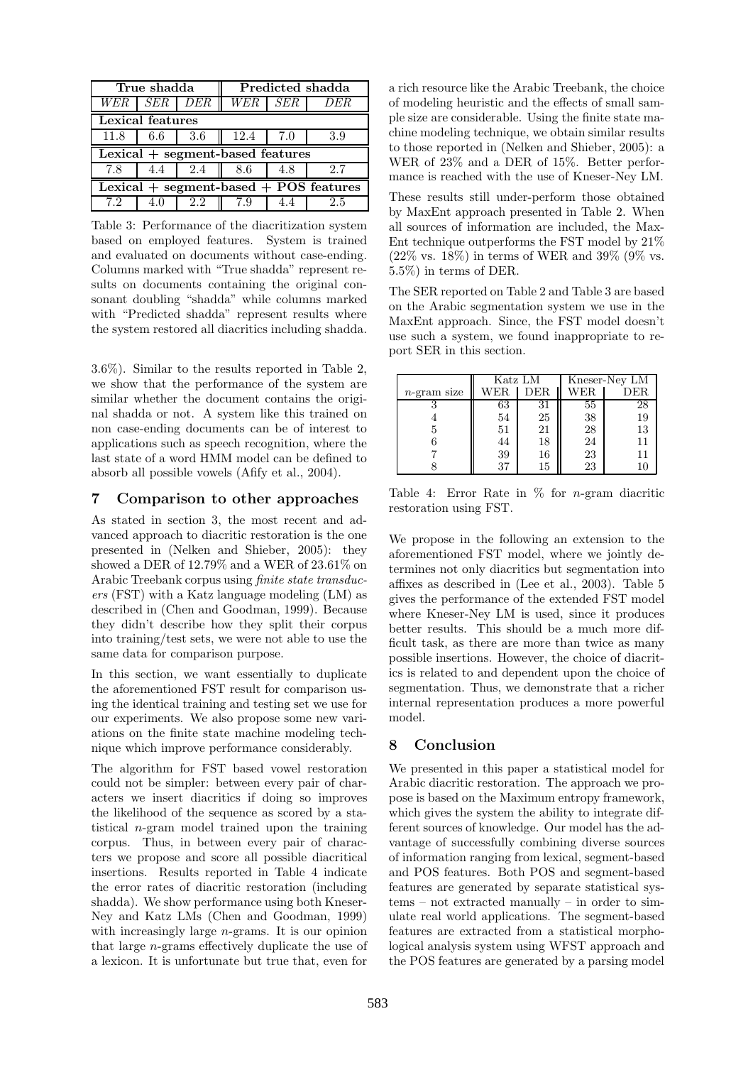| True shadda | | | Predicted shadda | | |
|---|---|---|---|---|---|
| *WER* | *SER* | *DER* | *WER* | *SER* | *DER* |
| **Lexical features** | | | | | |
| 11.8 | 6.6 | 3.6 | 12.4 | 7.0 | 3.9 |
| **Lexical + segment-based features** | | | | | |
| 7.8 | 4.4 | 2.4 | 8.6 | 4.8 | 2.7 |
| **Lexical + segment-based + POS features** | | | | | |
| 7.2 | 4.0 | 2.2 | 7.9 | 4.4 | 2.5 |

Table 3: Performance of the diacritization system based on employed features. System is trained and evaluated on documents without case-ending. Columns marked with "True shadda" represent results on documents containing the original consonant doubling "shadda" while columns marked with "Predicted shadda" represent results where the system restored all diacritics including shadda.

3.6%). Similar to the results reported in Table 2, we show that the performance of the system are similar whether the document contains the original shadda or not. A system like this trained on non case-ending documents can be of interest to applications such as speech recognition, where the last state of a word HMM model can be defined to absorb all possible vowels (Afify et al., 2004).

## 7 Comparison to other approaches

As stated in section 3, the most recent and advanced approach to diacritic restoration is the one presented in (Nelken and Shieber, 2005): they showed a DER of 12.79% and a WER of 23.61% on Arabic Treebank corpus using *finite state transducers* (FST) with a Katz language modeling (LM) as described in (Chen and Goodman, 1999). Because they didn't describe how they split their corpus into training/test sets, we were not able to use the same data for comparison purpose.

In this section, we want essentially to duplicate the aforementioned FST result for comparison using the identical training and testing set we use for our experiments. We also propose some new variations on the finite state machine modeling technique which improve performance considerably.

The algorithm for FST based vowel restoration could not be simpler: between every pair of characters we insert diacritics if doing so improves the likelihood of the sequence as scored by a statistical $n$-gram model trained upon the training corpus. Thus, in between every pair of characters we propose and score all possible diacritical insertions. Results reported in Table 4 indicate the error rates of diacritic restoration (including shadda). We show performance using both Kneser-Ney and Katz LMs (Chen and Goodman, 1999) with increasingly large $n$-grams. It is our opinion that large $n$-grams effectively duplicate the use of a lexicon. It is unfortunate but true that, even for a rich resource like the Arabic Treebank, the choice of modeling heuristic and the effects of small sample size are considerable. Using the finite state machine modeling technique, we obtain similar results to those reported in (Nelken and Shieber, 2005): a WER of 23% and a DER of 15%. Better performance is reached with the use of Kneser-Ney LM.

These results still under-perform those obtained by MaxEnt approach presented in Table 2. When all sources of information are included, the MaxEnt technique outperforms the FST model by 21% (22% vs. 18%) in terms of WER and 39% (9% vs. 5.5%) in terms of DER.

The SER reported on Table 2 and Table 3 are based on the Arabic segmentation system we use in the MaxEnt approach. Since, the FST model doesn't use such a system, we found inappropriate to report SER in this section.

| | Katz LM | | Kneser-Ney LM | |
|---|---|---|---|---|
| $n$-gram size | WER | DER | WER | DER |
| 3 | 63 | 31 | 55 | 28 |
| 4 | 54 | 25 | 38 | 19 |
| 5 | 51 | 21 | 28 | 13 |
| 6 | 44 | 18 | 24 | 11 |
| 7 | 39 | 16 | 23 | 11 |
| 8 | 37 | 15 | 23 | 10 |

Table 4: Error Rate in % for $n$-gram diacritic restoration using FST.

We propose in the following an extension to the aforementioned FST model, where we jointly determines not only diacritics but segmentation into affixes as described in (Lee et al., 2003). Table 5 gives the performance of the extended FST model where Kneser-Ney LM is used, since it produces better results. This should be a much more difficult task, as there are more than twice as many possible insertions. However, the choice of diacritics is related to and dependent upon the choice of segmentation. Thus, we demonstrate that a richer internal representation produces a more powerful model.

## 8 Conclusion

We presented in this paper a statistical model for Arabic diacritic restoration. The approach we propose is based on the Maximum entropy framework, which gives the system the ability to integrate different sources of knowledge. Our model has the advantage of successfully combining diverse sources of information ranging from lexical, segment-based and POS features. Both POS and segment-based features are generated by separate statistical systems – not extracted manually – in order to simulate real world applications. The segment-based features are extracted from a statistical morphological analysis system using WFST approach and the POS features are generated by a parsing model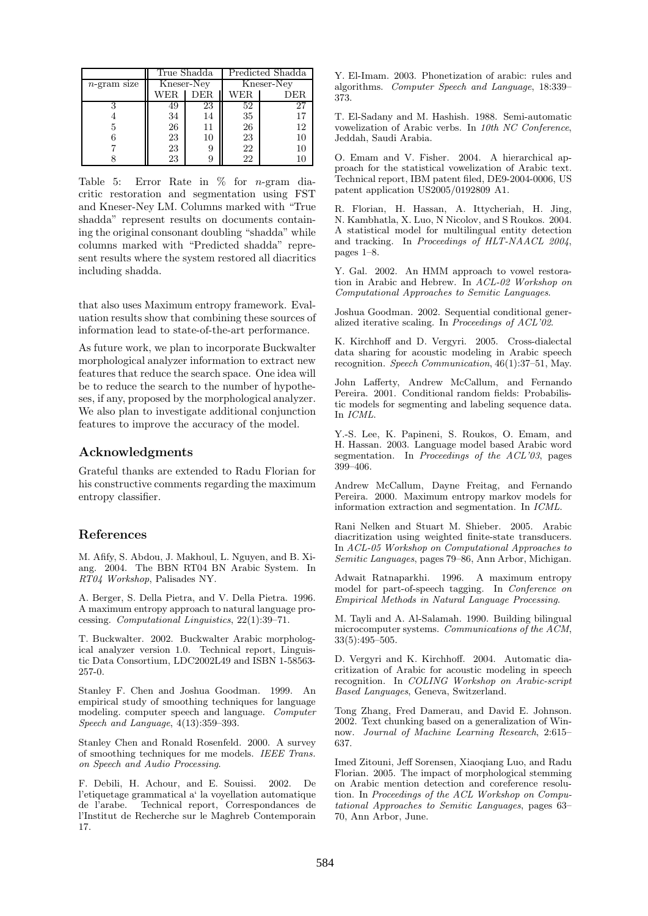| | True Shadda | | Predicted Shadda | |
|---|---|---|---|---|
| $n$-gram size | Kneser-Ney | | Kneser-Ney | |
| | WER | DER | WER | DER |
| 3 | 49 | 23 | 52 | 27 |
| 4 | 34 | 14 | 35 | 17 |
| 5 | 26 | 11 | 26 | 12 |
| 6 | 23 | 10 | 23 | 10 |
| 7 | 23 | 9 | 22 | 10 |
| 8 | 23 | 9 | 22 | 10 |

Table 5: Error Rate in % for $n$-gram diacritic restoration and segmentation using FST and Kneser-Ney LM. Columns marked with "True shadda" represent results on documents containing the original consonant doubling "shadda" while columns marked with "Predicted shadda" represent results where the system restored all diacritics including shadda.

that also uses Maximum entropy framework. Evaluation results show that combining these sources of information lead to state-of-the-art performance.

As future work, we plan to incorporate Buckwalter morphological analyzer information to extract new features that reduce the search space. One idea will be to reduce the search to the number of hypotheses, if any, proposed by the morphological analyzer. We also plan to investigate additional conjunction features to improve the accuracy of the model.

## Acknowledgments

Grateful thanks are extended to Radu Florian for his constructive comments regarding the maximum entropy classifier.

## References

M. Afify, S. Abdou, J. Makhoul, L. Nguyen, and B. Xiang. 2004. The BBN RT04 BN Arabic System. In *RT04 Workshop*, Palisades NY.

A. Berger, S. Della Pietra, and V. Della Pietra. 1996. A maximum entropy approach to natural language processing. *Computational Linguistics*, 22(1):39–71.

T. Buckwalter. 2002. Buckwalter Arabic morphological analyzer version 1.0. Technical report, Linguistic Data Consortium, LDC2002L49 and ISBN 1-58563-257-0.

Stanley F. Chen and Joshua Goodman. 1999. An empirical study of smoothing techniques for language modeling. computer speech and language. *Computer Speech and Language*, 4(13):359–393.

Stanley Chen and Ronald Rosenfeld. 2000. A survey of smoothing techniques for me models. *IEEE Trans. on Speech and Audio Processing*.

F. Debili, H. Achour, and E. Souissi. 2002. De l'etiquetage grammatical a' la voyellation automatique de l'arabe. Technical report, Correspondances de l'Institut de Recherche sur le Maghreb Contemporain 17.

Y. El-Imam. 2003. Phonetization of arabic: rules and algorithms. *Computer Speech and Language*, 18:339–373.

T. El-Sadany and M. Hashish. 1988. Semi-automatic vowelization of Arabic verbs. In *10th NC Conference*, Jeddah, Saudi Arabia.

O. Emam and V. Fisher. 2004. A hierarchical approach for the statistical vowelization of Arabic text. Technical report, IBM patent filed, DE9-2004-0006, US patent application US2005/0192809 A1.

R. Florian, H. Hassan, A. Ittycheriah, H. Jing, N. Kambhatla, X. Luo, N Nicolov, and S Roukos. 2004. A statistical model for multilingual entity detection and tracking. In *Proceedings of HLT-NAACL 2004*, pages 1–8.

Y. Gal. 2002. An HMM approach to vowel restoration in Arabic and Hebrew. In *ACL-02 Workshop on Computational Approaches to Semitic Languages*.

Joshua Goodman. 2002. Sequential conditional generalized iterative scaling. In *Proceedings of ACL'02*.

K. Kirchhoff and D. Vergyri. 2005. Cross-dialectal data sharing for acoustic modeling in Arabic speech recognition. *Speech Communication*, 46(1):37–51, May.

John Lafferty, Andrew McCallum, and Fernando Pereira. 2001. Conditional random fields: Probabilistic models for segmenting and labeling sequence data. In *ICML*.

Y.-S. Lee, K. Papineni, S. Roukos, O. Emam, and H. Hassan. 2003. Language model based Arabic word segmentation. In *Proceedings of the ACL'03*, pages 399–406.

Andrew McCallum, Dayne Freitag, and Fernando Pereira. 2000. Maximum entropy markov models for information extraction and segmentation. In *ICML*.

Rani Nelken and Stuart M. Shieber. 2005. Arabic diacritization using weighted finite-state transducers. In *ACL-05 Workshop on Computational Approaches to Semitic Languages*, pages 79–86, Ann Arbor, Michigan.

Adwait Ratnaparkhi. 1996. A maximum entropy model for part-of-speech tagging. In *Conference on Empirical Methods in Natural Language Processing*.

M. Tayli and A. Al-Salamah. 1990. Building bilingual microcomputer systems. *Communications of the ACM*, 33(5):495–505.

D. Vergyri and K. Kirchhoff. 2004. Automatic diacritization of Arabic for acoustic modeling in speech recognition. In *COLING Workshop on Arabic-script Based Languages*, Geneva, Switzerland.

Tong Zhang, Fred Damerau, and David E. Johnson. 2002. Text chunking based on a generalization of Winnow. *Journal of Machine Learning Research*, 2:615–637.

Imed Zitouni, Jeff Sorensen, Xiaoqiang Luo, and Radu Florian. 2005. The impact of morphological stemming on Arabic mention detection and coreference resolution. In *Proceedings of the ACL Workshop on Computational Approaches to Semitic Languages*, pages 63–70, Ann Arbor, June.